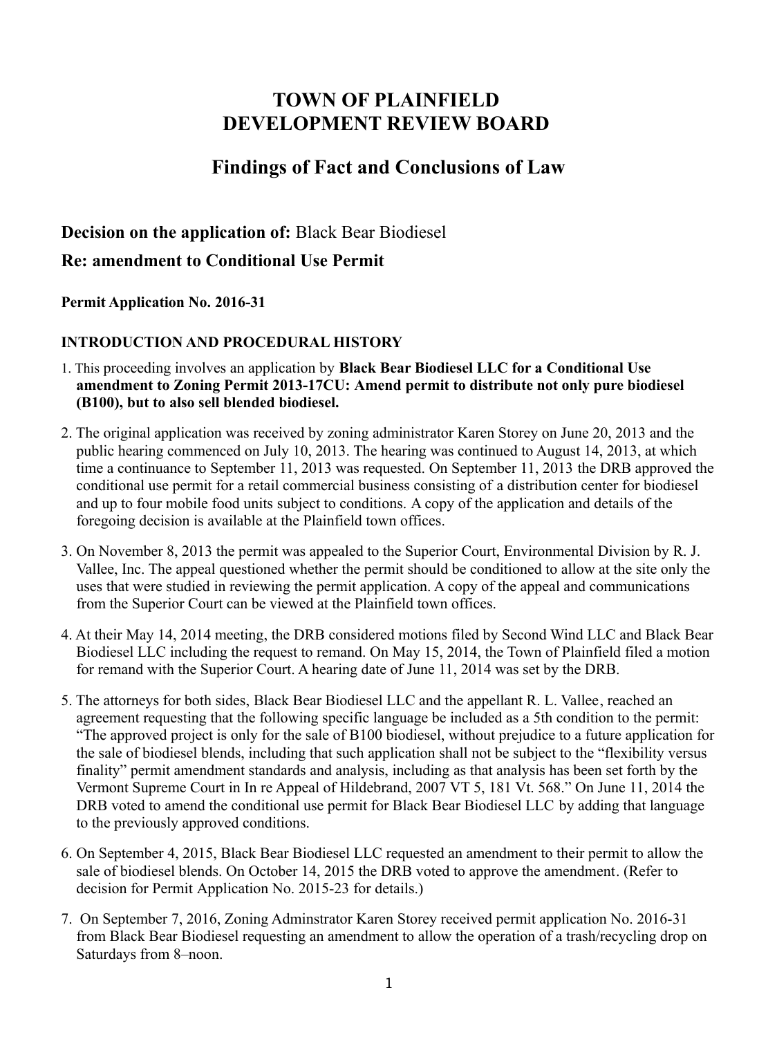# TOWN OF PLAINFIELD
# DEVELOPMENT REVIEW BOARD

## Findings of Fact and Conclusions of Law

### Decision on the application of: Black Bear Biodiesel

### Re: amendment to Conditional Use Permit

**Permit Application No. 2016-31**

**INTRODUCTION AND PROCEDURAL HISTORY**

1. This proceeding involves an application by **Black Bear Biodiesel LLC for a Conditional Use amendment to Zoning Permit 2013-17CU: Amend permit to distribute not only pure biodiesel (B100), but to also sell blended biodiesel.**

2. The original application was received by zoning administrator Karen Storey on June 20, 2013 and the public hearing commenced on July 10, 2013. The hearing was continued to August 14, 2013, at which time a continuance to September 11, 2013 was requested. On September 11, 2013 the DRB approved the conditional use permit for a retail commercial business consisting of a distribution center for biodiesel and up to four mobile food units subject to conditions. A copy of the application and details of the foregoing decision is available at the Plainfield town offices.

3. On November 8, 2013 the permit was appealed to the Superior Court, Environmental Division by R. J. Vallee, Inc. The appeal questioned whether the permit should be conditioned to allow at the site only the uses that were studied in reviewing the permit application. A copy of the appeal and communications from the Superior Court can be viewed at the Plainfield town offices.

4. At their May 14, 2014 meeting, the DRB considered motions filed by Second Wind LLC and Black Bear Biodiesel LLC including the request to remand. On May 15, 2014, the Town of Plainfield filed a motion for remand with the Superior Court. A hearing date of June 11, 2014 was set by the DRB.

5. The attorneys for both sides, Black Bear Biodiesel LLC and the appellant R. L. Vallee, reached an agreement requesting that the following specific language be included as a 5th condition to the permit: "The approved project is only for the sale of B100 biodiesel, without prejudice to a future application for the sale of biodiesel blends, including that such application shall not be subject to the "flexibility versus finality" permit amendment standards and analysis, including as that analysis has been set forth by the Vermont Supreme Court in In re Appeal of Hildebrand, 2007 VT 5, 181 Vt. 568." On June 11, 2014 the DRB voted to amend the conditional use permit for Black Bear Biodiesel LLC by adding that language to the previously approved conditions.

6. On September 4, 2015, Black Bear Biodiesel LLC requested an amendment to their permit to allow the sale of biodiesel blends. On October 14, 2015 the DRB voted to approve the amendment. (Refer to decision for Permit Application No. 2015-23 for details.)

7. On September 7, 2016, Zoning Adminstrator Karen Storey received permit application No. 2016-31 from Black Bear Biodiesel requesting an amendment to allow the operation of a trash/recycling drop on Saturdays from 8–noon.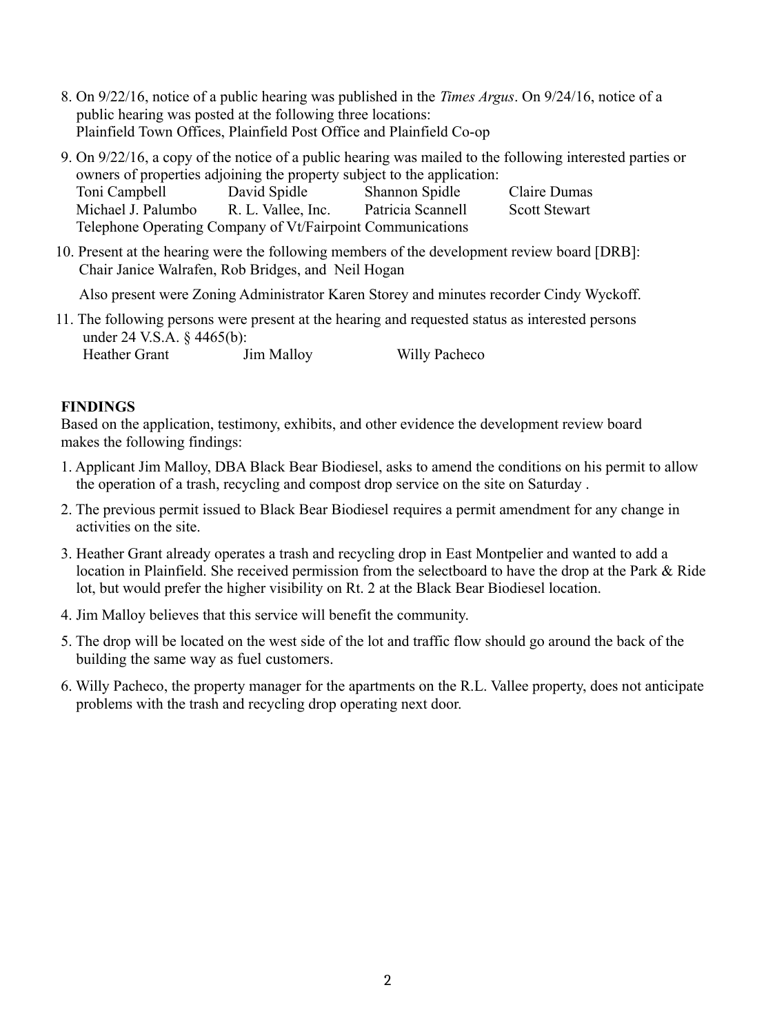8. On 9/22/16, notice of a public hearing was published in the *Times Argus*. On 9/24/16, notice of a public hearing was posted at the following three locations:
   Plainfield Town Offices, Plainfield Post Office and Plainfield Co-op

9. On 9/22/16, a copy of the notice of a public hearing was mailed to the following interested parties or owners of properties adjoining the property subject to the application:

   | | | | |
   |---|---|---|---|
   | Toni Campbell | David Spidle | Shannon Spidle | Claire Dumas |
   | Michael J. Palumbo | R. L. Vallee, Inc. | Patricia Scannell | Scott Stewart |

   Telephone Operating Company of Vt/Fairpoint Communications

10. Present at the hearing were the following members of the development review board [DRB]:
    Chair Janice Walrafen, Rob Bridges, and Neil Hogan

    Also present were Zoning Administrator Karen Storey and minutes recorder Cindy Wyckoff.

11. The following persons were present at the hearing and requested status as interested persons under 24 V.S.A. § 4465(b):
    Heather Grant     Jim Malloy     Willy Pacheco

**FINDINGS**

Based on the application, testimony, exhibits, and other evidence the development review board makes the following findings:

1. Applicant Jim Malloy, DBA Black Bear Biodiesel, asks to amend the conditions on his permit to allow the operation of a trash, recycling and compost drop service on the site on Saturday .
2. The previous permit issued to Black Bear Biodiesel requires a permit amendment for any change in activities on the site.
3. Heather Grant already operates a trash and recycling drop in East Montpelier and wanted to add a location in Plainfield. She received permission from the selectboard to have the drop at the Park & Ride lot, but would prefer the higher visibility on Rt. 2 at the Black Bear Biodiesel location.
4. Jim Malloy believes that this service will benefit the community.
5. The drop will be located on the west side of the lot and traffic flow should go around the back of the building the same way as fuel customers.
6. Willy Pacheco, the property manager for the apartments on the R.L. Vallee property, does not anticipate problems with the trash and recycling drop operating next door.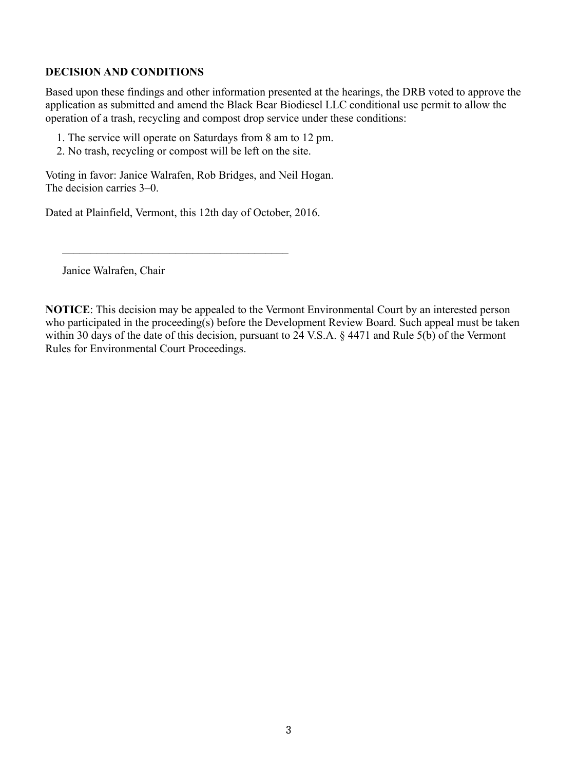**DECISION AND CONDITIONS**

Based upon these findings and other information presented at the hearings, the DRB voted to approve the application as submitted and amend the Black Bear Biodiesel LLC conditional use permit to allow the operation of a trash, recycling and compost drop service under these conditions:

1. The service will operate on Saturdays from 8 am to 12 pm.
2. No trash, recycling or compost will be left on the site.

Voting in favor: Janice Walrafen, Rob Bridges, and Neil Hogan.
The decision carries 3–0.

Dated at Plainfield, Vermont, this 12th day of October, 2016.

\_\_\_\_\_\_\_\_\_\_\_\_\_\_\_\_\_\_\_\_\_\_\_\_\_\_\_\_\_\_\_\_\_\_\_\_\_\_\_\_

Janice Walrafen, Chair

**NOTICE**: This decision may be appealed to the Vermont Environmental Court by an interested person who participated in the proceeding(s) before the Development Review Board. Such appeal must be taken within 30 days of the date of this decision, pursuant to 24 V.S.A. § 4471 and Rule 5(b) of the Vermont Rules for Environmental Court Proceedings.